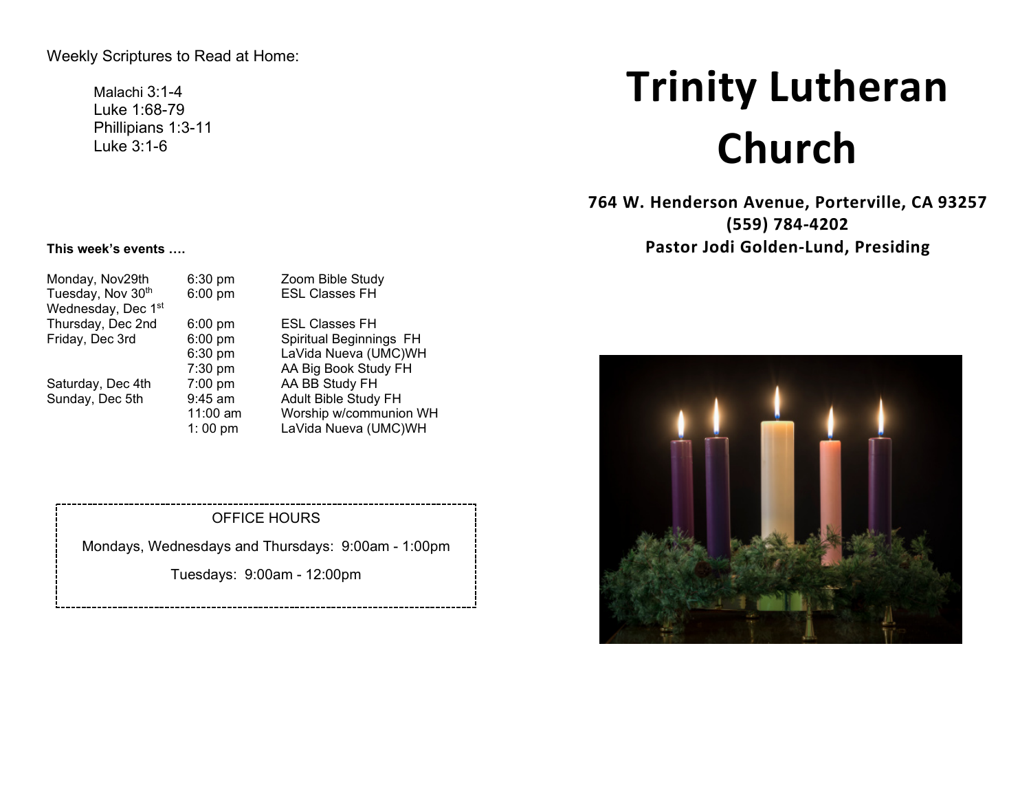Weekly Scriptures to Read at Home:

Malachi 3:1-4
Luke 1:68-79
Phillipians 1:3-11
Luke 3:1-6

**This week's events ….**

| | | |
|---|---|---|
| Monday, Nov29th | 6:30 pm | Zoom Bible Study |
| Tuesday, Nov 30th | 6:00 pm | ESL Classes FH |
| Wednesday, Dec 1st | | |
| Thursday, Dec 2nd | 6:00 pm | ESL Classes FH |
| Friday, Dec 3rd | 6:00 pm | Spiritual Beginnings FH |
| | 6:30 pm | LaVida Nueva (UMC)WH |
| | 7:30 pm | AA Big Book Study FH |
| Saturday, Dec 4th | 7:00 pm | AA BB Study FH |
| Sunday, Dec 5th | 9:45 am | Adult Bible Study FH |
| | 11:00 am | Worship w/communion WH |
| | 1: 00 pm | LaVida Nueva (UMC)WH |

OFFICE HOURS

Mondays, Wednesdays and Thursdays: 9:00am - 1:00pm

Tuesdays: 9:00am - 12:00pm

# Trinity Lutheran Church

**764 W. Henderson Avenue, Porterville, CA 93257**
**(559) 784-4202**
**Pastor Jodi Golden-Lund, Presiding**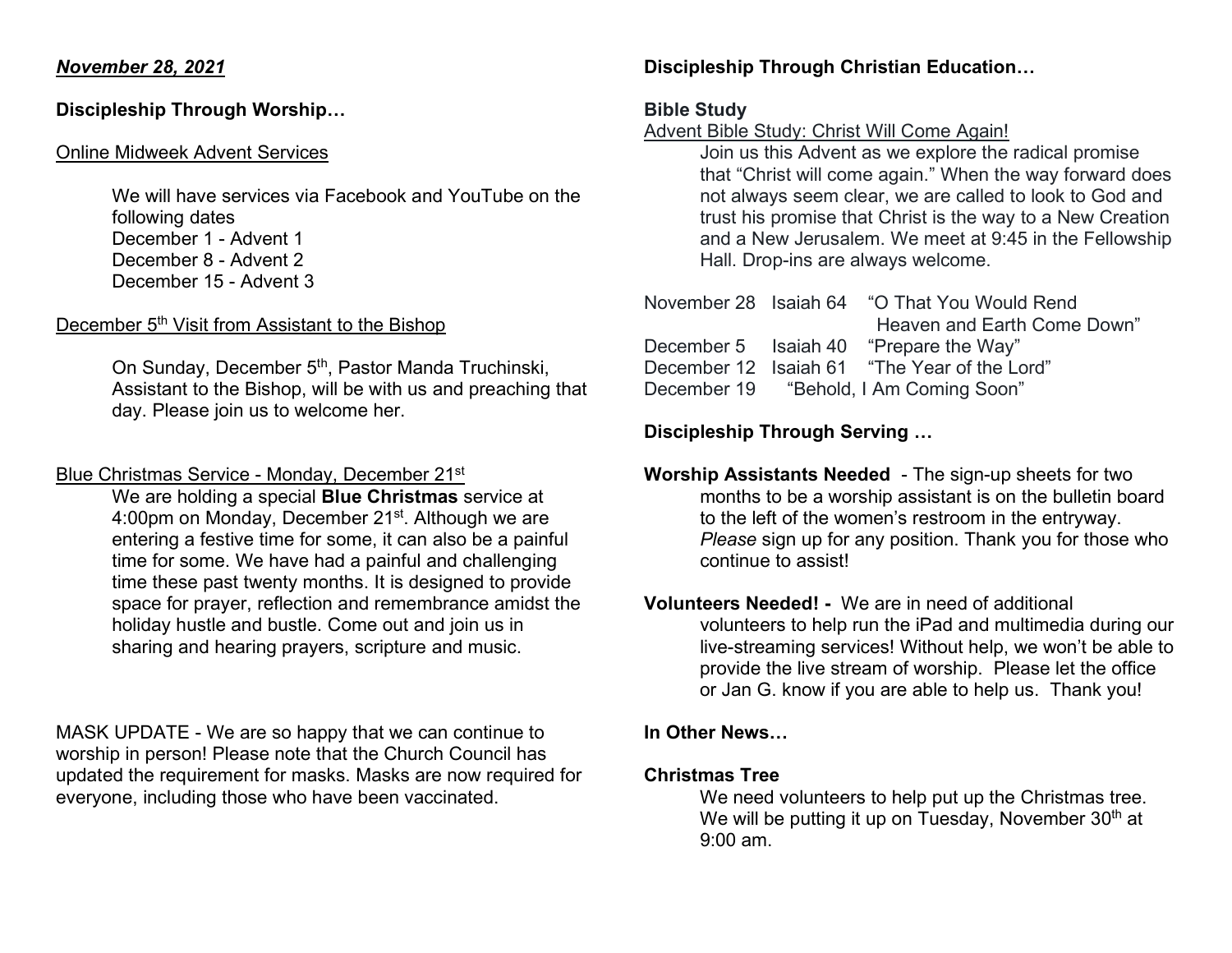***November 28, 2021***

**Discipleship Through Worship…**

Online Midweek Advent Services

We will have services via Facebook and YouTube on the following dates
December 1 - Advent 1
December 8 - Advent 2
December 15 - Advent 3

December 5th Visit from Assistant to the Bishop

On Sunday, December 5th, Pastor Manda Truchinski, Assistant to the Bishop, will be with us and preaching that day. Please join us to welcome her.

Blue Christmas Service - Monday, December 21st

We are holding a special **Blue Christmas** service at 4:00pm on Monday, December 21st. Although we are entering a festive time for some, it can also be a painful time for some. We have had a painful and challenging time these past twenty months. It is designed to provide space for prayer, reflection and remembrance amidst the holiday hustle and bustle. Come out and join us in sharing and hearing prayers, scripture and music.

MASK UPDATE - We are so happy that we can continue to worship in person! Please note that the Church Council has updated the requirement for masks. Masks are now required for everyone, including those who have been vaccinated.

**Discipleship Through Christian Education…**

**Bible Study**

Advent Bible Study: Christ Will Come Again!

Join us this Advent as we explore the radical promise that "Christ will come again." When the way forward does not always seem clear, we are called to look to God and trust his promise that Christ is the way to a New Creation and a New Jerusalem. We meet at 9:45 in the Fellowship Hall. Drop-ins are always welcome.

| | | |
|---|---|---|
| November 28 | Isaiah 64 | "O That You Would Rend Heaven and Earth Come Down" |
| December 5 | Isaiah 40 | "Prepare the Way" |
| December 12 | Isaiah 61 | "The Year of the Lord" |
| December 19 | | "Behold, I Am Coming Soon" |

**Discipleship Through Serving …**

**Worship Assistants Needed** - The sign-up sheets for two months to be a worship assistant is on the bulletin board to the left of the women's restroom in the entryway. *Please* sign up for any position. Thank you for those who continue to assist!

**Volunteers Needed! -** We are in need of additional volunteers to help run the iPad and multimedia during our live-streaming services! Without help, we won't be able to provide the live stream of worship. Please let the office or Jan G. know if you are able to help us. Thank you!

**In Other News…**

**Christmas Tree**

We need volunteers to help put up the Christmas tree. We will be putting it up on Tuesday, November 30th at 9:00 am.